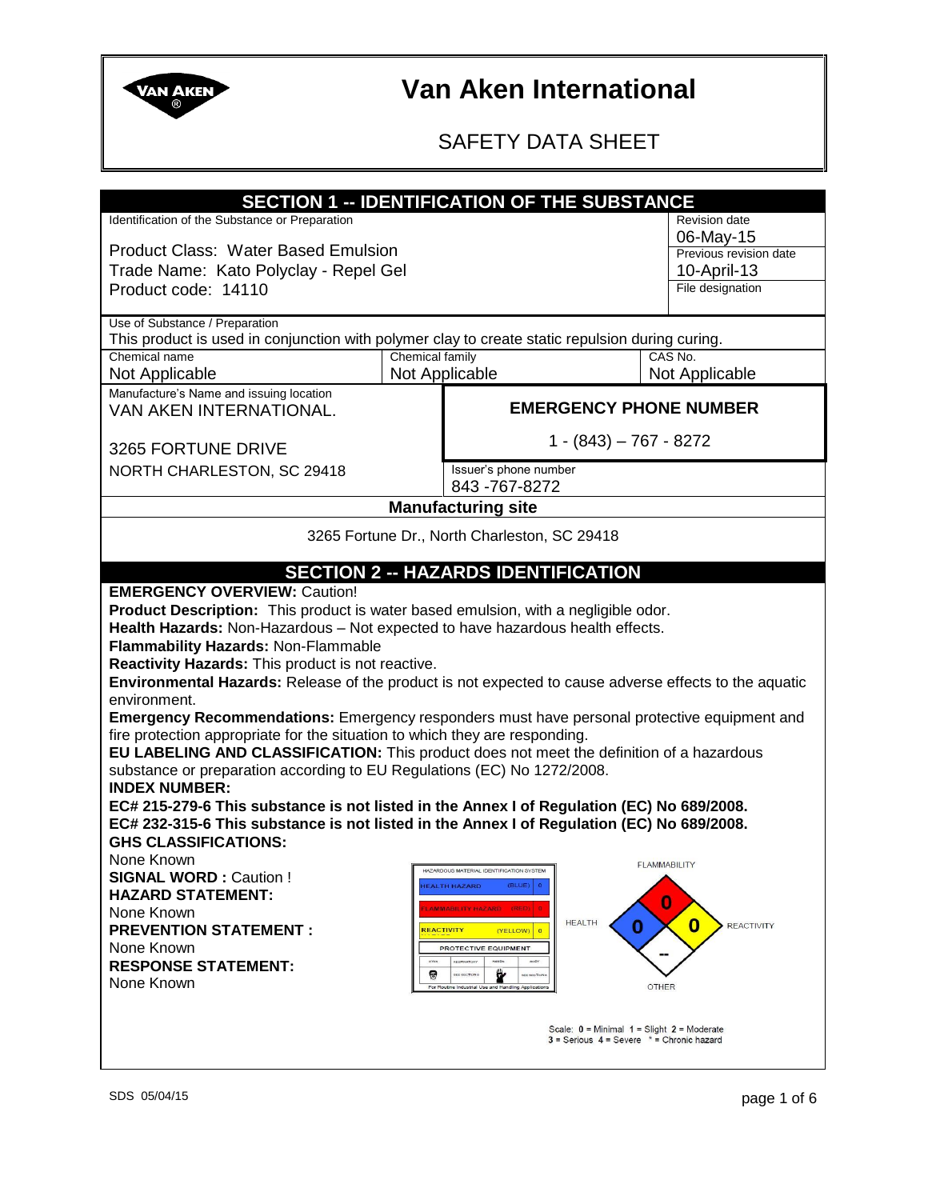# Van Aken International

## SAFETY DATA SHEET

## SECTION 1 -- IDENTIFICATION OF THE SUBSTANCE

| Identification of the Substance or Preparation | Revision date / Previous revision date / File designation |
|---|---|
| Product Class: Water Based Emulsion<br>Trade Name: Kato Polyclay - Repel Gel<br>Product code: 14110 | Revision date: 06-May-15<br>Previous revision date: 10-April-13<br>File designation: |

Use of Substance / Preparation
This product is used in conjunction with polymer clay to create static repulsion during curing.

| Chemical name | Chemical family | CAS No. |
|---|---|---|
| Not Applicable | Not Applicable | Not Applicable |

| Manufacture's Name and issuing location | |
|---|---|
| VAN AKEN INTERNATIONAL.<br>3265 FORTUNE DRIVE<br>NORTH CHARLESTON, SC 29418 | **EMERGENCY PHONE NUMBER**<br>1 - (843) – 767 - 8272<br>Issuer's phone number<br>843 -767-8272 |

**Manufacturing site**

3265 Fortune Dr., North Charleston, SC 29418

## SECTION 2 -- HAZARDS IDENTIFICATION

**EMERGENCY OVERVIEW:** Caution!
**Product Description:** This product is water based emulsion, with a negligible odor.
**Health Hazards:** Non-Hazardous – Not expected to have hazardous health effects.
**Flammability Hazards:** Non-Flammable
**Reactivity Hazards:** This product is not reactive.
**Environmental Hazards:** Release of the product is not expected to cause adverse effects to the aquatic environment.
**Emergency Recommendations:** Emergency responders must have personal protective equipment and fire protection appropriate for the situation to which they are responding.
**EU LABELING AND CLASSIFICATION:** This product does not meet the definition of a hazardous substance or preparation according to EU Regulations (EC) No 1272/2008.
**INDEX NUMBER:**
**EC# 215-279-6 This substance is not listed in the Annex I of Regulation (EC) No 689/2008.**
**EC# 232-315-6 This substance is not listed in the Annex I of Regulation (EC) No 689/2008.**
**GHS CLASSIFICATIONS:**
None Known
**SIGNAL WORD :** Caution !
**HAZARD STATEMENT:**
None Known
**PREVENTION STATEMENT :**
None Known
**RESPONSE STATEMENT:**
None Known

HAZARDOUS MATERIAL IDENTIFICATION SYSTEM

| | | |
|---|---|---|
| HEALTH HAZARD | (BLUE) | 0 |
| FLAMMABILITY HAZARD | (RED) | 0 |
| REACTIVITY | (YELLOW) | 0 |
| PROTECTIVE EQUIPMENT | | |

For Routine Industrial Use and Handling Applications

FLAMMABILITY: 0
HEALTH: 0
REACTIVITY: 0
OTHER: --

Scale: 0 = Minimal 1 = Slight 2 = Moderate
3 = Serious 4 = Severe * = Chronic hazard

SDS 05/04/15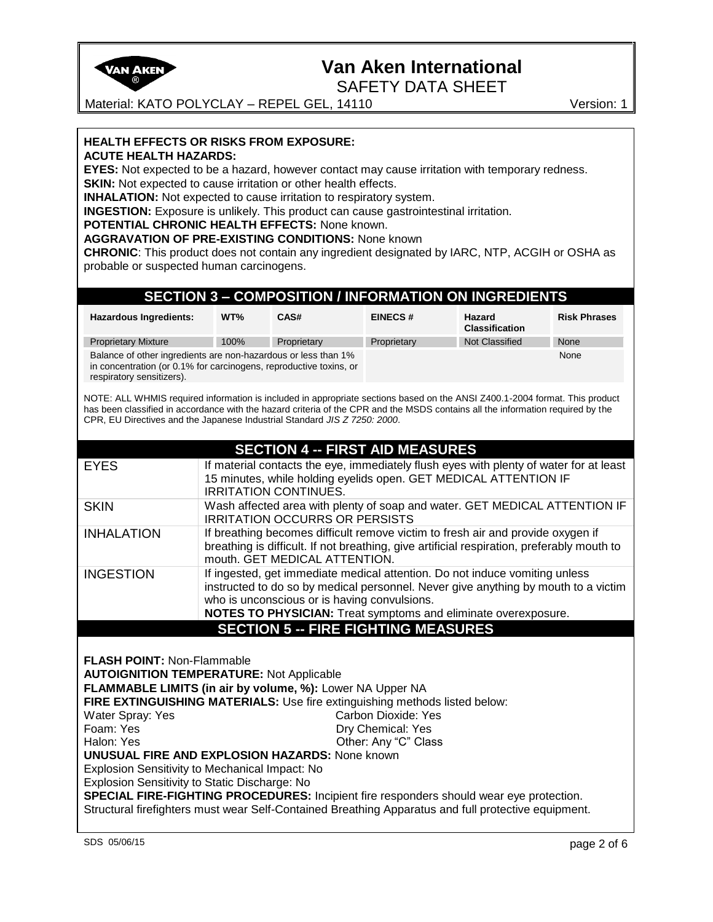**HEALTH EFFECTS OR RISKS FROM EXPOSURE:**

**ACUTE HEALTH HAZARDS:**

**EYES:** Not expected to be a hazard, however contact may cause irritation with temporary redness.

**SKIN:** Not expected to cause irritation or other health effects.

**INHALATION:** Not expected to cause irritation to respiratory system.

**INGESTION:** Exposure is unlikely. This product can cause gastrointestinal irritation.

**POTENTIAL CHRONIC HEALTH EFFECTS:** None known.

**AGGRAVATION OF PRE-EXISTING CONDITIONS:** None known

**CHRONIC**: This product does not contain any ingredient designated by IARC, NTP, ACGIH or OSHA as probable or suspected human carcinogens.

## SECTION 3 – COMPOSITION / INFORMATION ON INGREDIENTS

| Hazardous Ingredients: | WT% | CAS# | EINECS # | Hazard Classification | Risk Phrases |
|---|---|---|---|---|---|
| Proprietary Mixture | 100% | Proprietary | Proprietary | Not Classified | None |
| Balance of other ingredients are non-hazardous or less than 1% in concentration (or 0.1% for carcinogens, reproductive toxins, or respiratory sensitizers). | | | | | None |

NOTE: ALL WHMIS required information is included in appropriate sections based on the ANSI Z400.1-2004 format. This product has been classified in accordance with the hazard criteria of the CPR and the MSDS contains all the information required by the CPR, EU Directives and the Japanese Industrial Standard *JIS Z 7250: 2000*.

## SECTION 4 -- FIRST AID MEASURES

| | |
|---|---|
| EYES | If material contacts the eye, immediately flush eyes with plenty of water for at least 15 minutes, while holding eyelids open. GET MEDICAL ATTENTION IF IRRITATION CONTINUES. |
| SKIN | Wash affected area with plenty of soap and water. GET MEDICAL ATTENTION IF IRRITATION OCCURRS OR PERSISTS |
| INHALATION | If breathing becomes difficult remove victim to fresh air and provide oxygen if breathing is difficult. If not breathing, give artificial respiration, preferably mouth to mouth. GET MEDICAL ATTENTION. |
| INGESTION | If ingested, get immediate medical attention. Do not induce vomiting unless instructed to do so by medical personnel. Never give anything by mouth to a victim who is unconscious or is having convulsions. **NOTES TO PHYSICIAN:** Treat symptoms and eliminate overexposure. |

## SECTION 5 -- FIRE FIGHTING MEASURES

**FLASH POINT:** Non-Flammable

**AUTOIGNITION TEMPERATURE:** Not Applicable

**FLAMMABLE LIMITS (in air by volume, %):** Lower NA Upper NA

**FIRE EXTINGUISHING MATERIALS:** Use fire extinguishing methods listed below:

Water Spray: Yes
Carbon Dioxide: Yes
Foam: Yes
Dry Chemical: Yes
Halon: Yes
Other: Any "C" Class

**UNUSUAL FIRE AND EXPLOSION HAZARDS:** None known

Explosion Sensitivity to Mechanical Impact: No

Explosion Sensitivity to Static Discharge: No

**SPECIAL FIRE-FIGHTING PROCEDURES:** Incipient fire responders should wear eye protection. Structural firefighters must wear Self-Contained Breathing Apparatus and full protective equipment.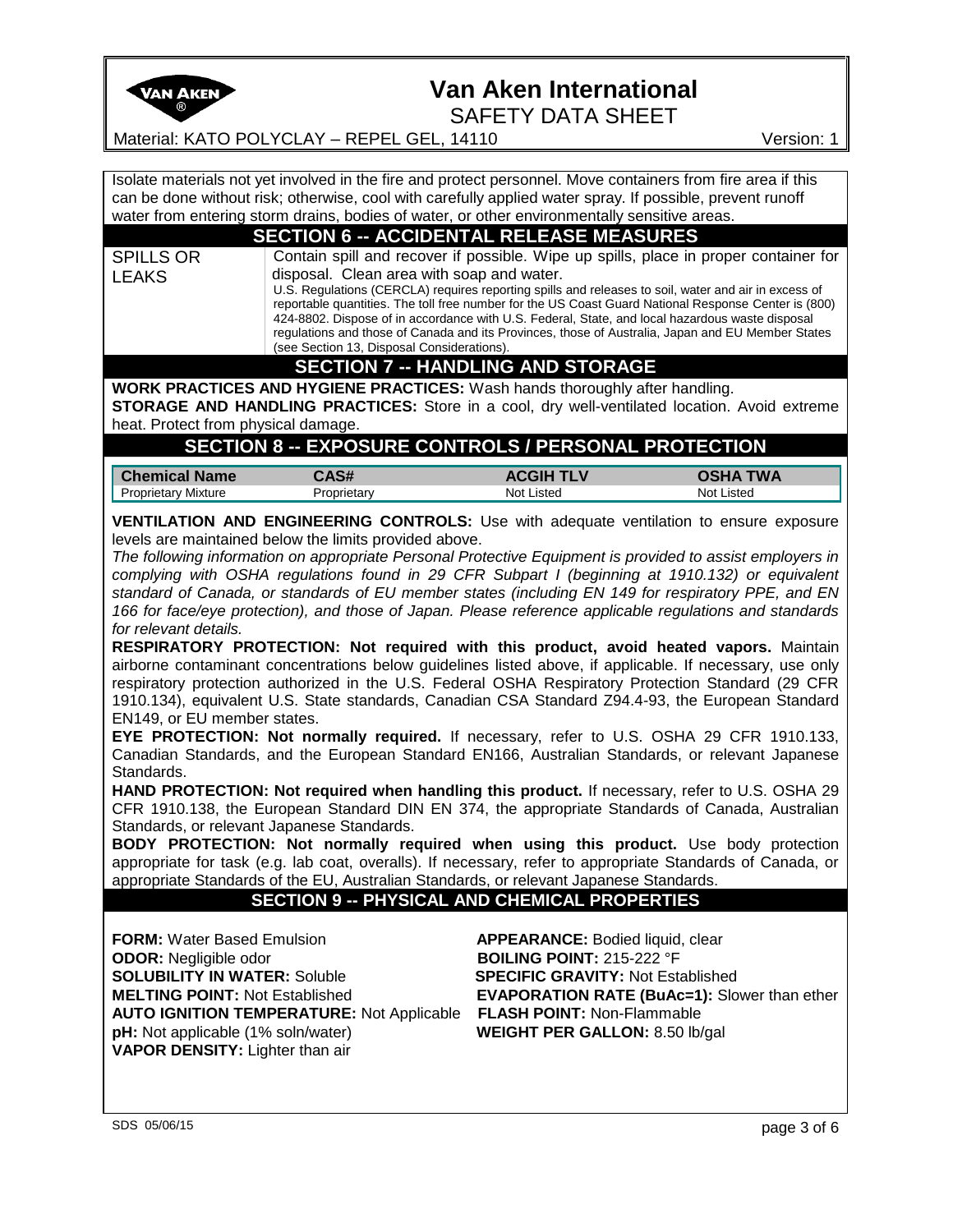Isolate materials not yet involved in the fire and protect personnel. Move containers from fire area if this can be done without risk; otherwise, cool with carefully applied water spray. If possible, prevent runoff water from entering storm drains, bodies of water, or other environmentally sensitive areas.

## SECTION 6 -- ACCIDENTAL RELEASE MEASURES

| | |
|---|---|
| SPILLS OR LEAKS | Contain spill and recover if possible. Wipe up spills, place in proper container for disposal. Clean area with soap and water. U.S. Regulations (CERCLA) requires reporting spills and releases to soil, water and air in excess of reportable quantities. The toll free number for the US Coast Guard National Response Center is (800) 424-8802. Dispose of in accordance with U.S. Federal, State, and local hazardous waste disposal regulations and those of Canada and its Provinces, those of Australia, Japan and EU Member States (see Section 13, Disposal Considerations). |

## SECTION 7 -- HANDLING AND STORAGE

**WORK PRACTICES AND HYGIENE PRACTICES:** Wash hands thoroughly after handling.

**STORAGE AND HANDLING PRACTICES:** Store in a cool, dry well-ventilated location. Avoid extreme heat. Protect from physical damage.

## SECTION 8 -- EXPOSURE CONTROLS / PERSONAL PROTECTION

| Chemical Name | CAS# | ACGIH TLV | OSHA TWA |
|---|---|---|---|
| Proprietary Mixture | Proprietary | Not Listed | Not Listed |

**VENTILATION AND ENGINEERING CONTROLS:** Use with adequate ventilation to ensure exposure levels are maintained below the limits provided above.

*The following information on appropriate Personal Protective Equipment is provided to assist employers in complying with OSHA regulations found in 29 CFR Subpart I (beginning at 1910.132) or equivalent standard of Canada, or standards of EU member states (including EN 149 for respiratory PPE, and EN 166 for face/eye protection), and those of Japan. Please reference applicable regulations and standards for relevant details.*

**RESPIRATORY PROTECTION: Not required with this product, avoid heated vapors.** Maintain airborne contaminant concentrations below guidelines listed above, if applicable. If necessary, use only respiratory protection authorized in the U.S. Federal OSHA Respiratory Protection Standard (29 CFR 1910.134), equivalent U.S. State standards, Canadian CSA Standard Z94.4-93, the European Standard EN149, or EU member states.

**EYE PROTECTION: Not normally required.** If necessary, refer to U.S. OSHA 29 CFR 1910.133, Canadian Standards, and the European Standard EN166, Australian Standards, or relevant Japanese Standards.

**HAND PROTECTION: Not required when handling this product.** If necessary, refer to U.S. OSHA 29 CFR 1910.138, the European Standard DIN EN 374, the appropriate Standards of Canada, Australian Standards, or relevant Japanese Standards.

**BODY PROTECTION: Not normally required when using this product.** Use body protection appropriate for task (e.g. lab coat, overalls). If necessary, refer to appropriate Standards of Canada, or appropriate Standards of the EU, Australian Standards, or relevant Japanese Standards.

## SECTION 9 -- PHYSICAL AND CHEMICAL PROPERTIES

**FORM:** Water Based Emulsion

**APPEARANCE:** Bodied liquid, clear

**ODOR:** Negligible odor

**BOILING POINT:** 215-222 °F

**SOLUBILITY IN WATER:** Soluble

**SPECIFIC GRAVITY:** Not Established

**MELTING POINT:** Not Established

**EVAPORATION RATE (BuAc=1):** Slower than ether

**AUTO IGNITION TEMPERATURE:** Not Applicable

**FLASH POINT:** Non-Flammable

**pH:** Not applicable (1% soln/water)

**WEIGHT PER GALLON:** 8.50 lb/gal

**VAPOR DENSITY:** Lighter than air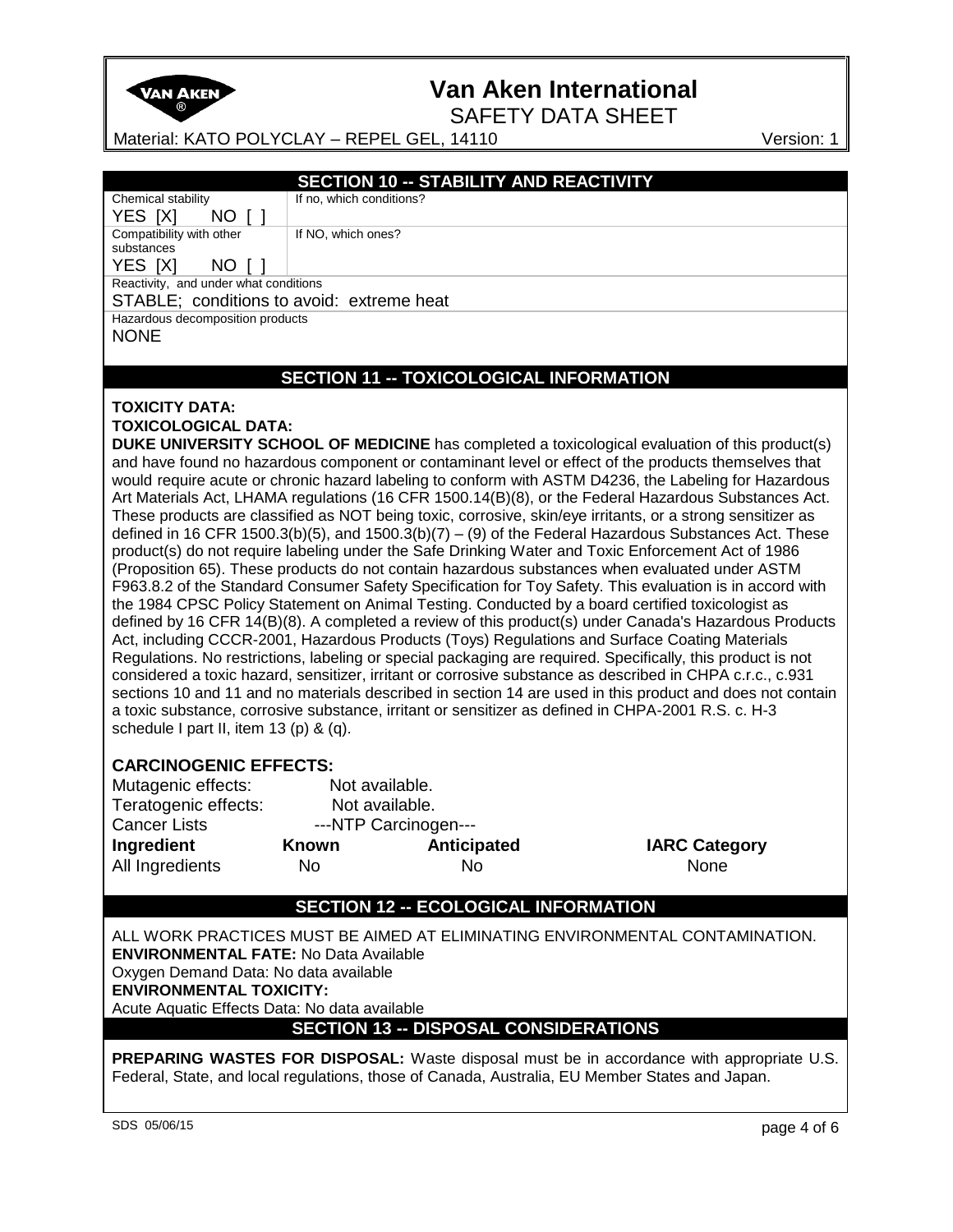## SECTION 10 -- STABILITY AND REACTIVITY

| Chemical stability<br>YES [X] NO [ ] | If no, which conditions? |
|---|---|
| Compatibility with other substances<br>YES [X] NO [ ] | If NO, which ones? |

Reactivity, and under what conditions

STABLE; conditions to avoid: extreme heat

Hazardous decomposition products

NONE

## SECTION 11 -- TOXICOLOGICAL INFORMATION

**TOXICITY DATA:**

**TOXICOLOGICAL DATA:**

**DUKE UNIVERSITY SCHOOL OF MEDICINE** has completed a toxicological evaluation of this product(s) and have found no hazardous component or contaminant level or effect of the products themselves that would require acute or chronic hazard labeling to conform with ASTM D4236, the Labeling for Hazardous Art Materials Act, LHAMA regulations (16 CFR 1500.14(B)(8), or the Federal Hazardous Substances Act. These products are classified as NOT being toxic, corrosive, skin/eye irritants, or a strong sensitizer as defined in 16 CFR 1500.3(b)(5), and 1500.3(b)(7) – (9) of the Federal Hazardous Substances Act. These product(s) do not require labeling under the Safe Drinking Water and Toxic Enforcement Act of 1986 (Proposition 65). These products do not contain hazardous substances when evaluated under ASTM F963.8.2 of the Standard Consumer Safety Specification for Toy Safety. This evaluation is in accord with the 1984 CPSC Policy Statement on Animal Testing. Conducted by a board certified toxicologist as defined by 16 CFR 14(B)(8). A completed a review of this product(s) under Canada's Hazardous Products Act, including CCCR-2001, Hazardous Products (Toys) Regulations and Surface Coating Materials Regulations. No restrictions, labeling or special packaging are required. Specifically, this product is not considered a toxic hazard, sensitizer, irritant or corrosive substance as described in CHPA c.r.c., c.931 sections 10 and 11 and no materials described in section 14 are used in this product and does not contain a toxic substance, corrosive substance, irritant or sensitizer as defined in CHPA-2001 R.S. c. H-3 schedule I part II, item 13 (p) & (q).

**CARCINOGENIC EFFECTS:**

Mutagenic effects: Not available.

Teratogenic effects: Not available.

| Cancer Lists | ---NTP Carcinogen--- | | |
|---|---|---|---|
| **Ingredient** | **Known** | **Anticipated** | **IARC Category** |
| All Ingredients | No | No | None |

## SECTION 12 -- ECOLOGICAL INFORMATION

ALL WORK PRACTICES MUST BE AIMED AT ELIMINATING ENVIRONMENTAL CONTAMINATION.

**ENVIRONMENTAL FATE:** No Data Available

Oxygen Demand Data: No data available

**ENVIRONMENTAL TOXICITY:**

Acute Aquatic Effects Data: No data available

## SECTION 13 -- DISPOSAL CONSIDERATIONS

**PREPARING WASTES FOR DISPOSAL:** Waste disposal must be in accordance with appropriate U.S. Federal, State, and local regulations, those of Canada, Australia, EU Member States and Japan.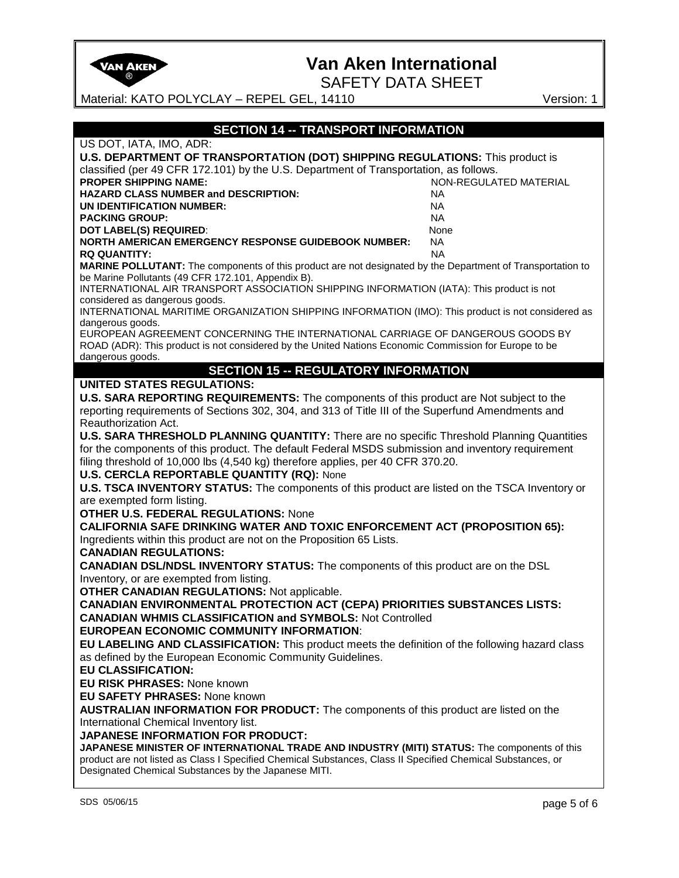## SECTION 14 -- TRANSPORT INFORMATION

US DOT, IATA, IMO, ADR:

**U.S. DEPARTMENT OF TRANSPORTATION (DOT) SHIPPING REGULATIONS:** This product is classified (per 49 CFR 172.101) by the U.S. Department of Transportation, as follows.

| | |
|---|---|
| **PROPER SHIPPING NAME:** | NON-REGULATED MATERIAL |
| **HAZARD CLASS NUMBER and DESCRIPTION:** | NA |
| **UN IDENTIFICATION NUMBER:** | NA |
| **PACKING GROUP:** | NA |
| **DOT LABEL(S) REQUIRED**: | None |
| **NORTH AMERICAN EMERGENCY RESPONSE GUIDEBOOK NUMBER:** | NA |
| **RQ QUANTITY:** | NA |

**MARINE POLLUTANT:** The components of this product are not designated by the Department of Transportation to be Marine Pollutants (49 CFR 172.101, Appendix B).

INTERNATIONAL AIR TRANSPORT ASSOCIATION SHIPPING INFORMATION (IATA): This product is not considered as dangerous goods.

INTERNATIONAL MARITIME ORGANIZATION SHIPPING INFORMATION (IMO): This product is not considered as dangerous goods.

EUROPEAN AGREEMENT CONCERNING THE INTERNATIONAL CARRIAGE OF DANGEROUS GOODS BY ROAD (ADR): This product is not considered by the United Nations Economic Commission for Europe to be dangerous goods.

## SECTION 15 -- REGULATORY INFORMATION

**UNITED STATES REGULATIONS:**

**U.S. SARA REPORTING REQUIREMENTS:** The components of this product are Not subject to the reporting requirements of Sections 302, 304, and 313 of Title III of the Superfund Amendments and Reauthorization Act.

**U.S. SARA THRESHOLD PLANNING QUANTITY:** There are no specific Threshold Planning Quantities for the components of this product. The default Federal MSDS submission and inventory requirement filing threshold of 10,000 lbs (4,540 kg) therefore applies, per 40 CFR 370.20.

**U.S. CERCLA REPORTABLE QUANTITY (RQ):** None

**U.S. TSCA INVENTORY STATUS:** The components of this product are listed on the TSCA Inventory or are exempted form listing.

**OTHER U.S. FEDERAL REGULATIONS:** None

**CALIFORNIA SAFE DRINKING WATER AND TOXIC ENFORCEMENT ACT (PROPOSITION 65):** Ingredients within this product are not on the Proposition 65 Lists.

**CANADIAN REGULATIONS:**

**CANADIAN DSL/NDSL INVENTORY STATUS:** The components of this product are on the DSL Inventory, or are exempted from listing.

**OTHER CANADIAN REGULATIONS:** Not applicable.

**CANADIAN ENVIRONMENTAL PROTECTION ACT (CEPA) PRIORITIES SUBSTANCES LISTS:**

**CANADIAN WHMIS CLASSIFICATION and SYMBOLS:** Not Controlled

**EUROPEAN ECONOMIC COMMUNITY INFORMATION**:

**EU LABELING AND CLASSIFICATION:** This product meets the definition of the following hazard class as defined by the European Economic Community Guidelines.

**EU CLASSIFICATION:**

**EU RISK PHRASES:** None known

**EU SAFETY PHRASES:** None known

**AUSTRALIAN INFORMATION FOR PRODUCT:** The components of this product are listed on the International Chemical Inventory list.

**JAPANESE INFORMATION FOR PRODUCT:**

**JAPANESE MINISTER OF INTERNATIONAL TRADE AND INDUSTRY (MITI) STATUS:** The components of this product are not listed as Class I Specified Chemical Substances, Class II Specified Chemical Substances, or Designated Chemical Substances by the Japanese MITI.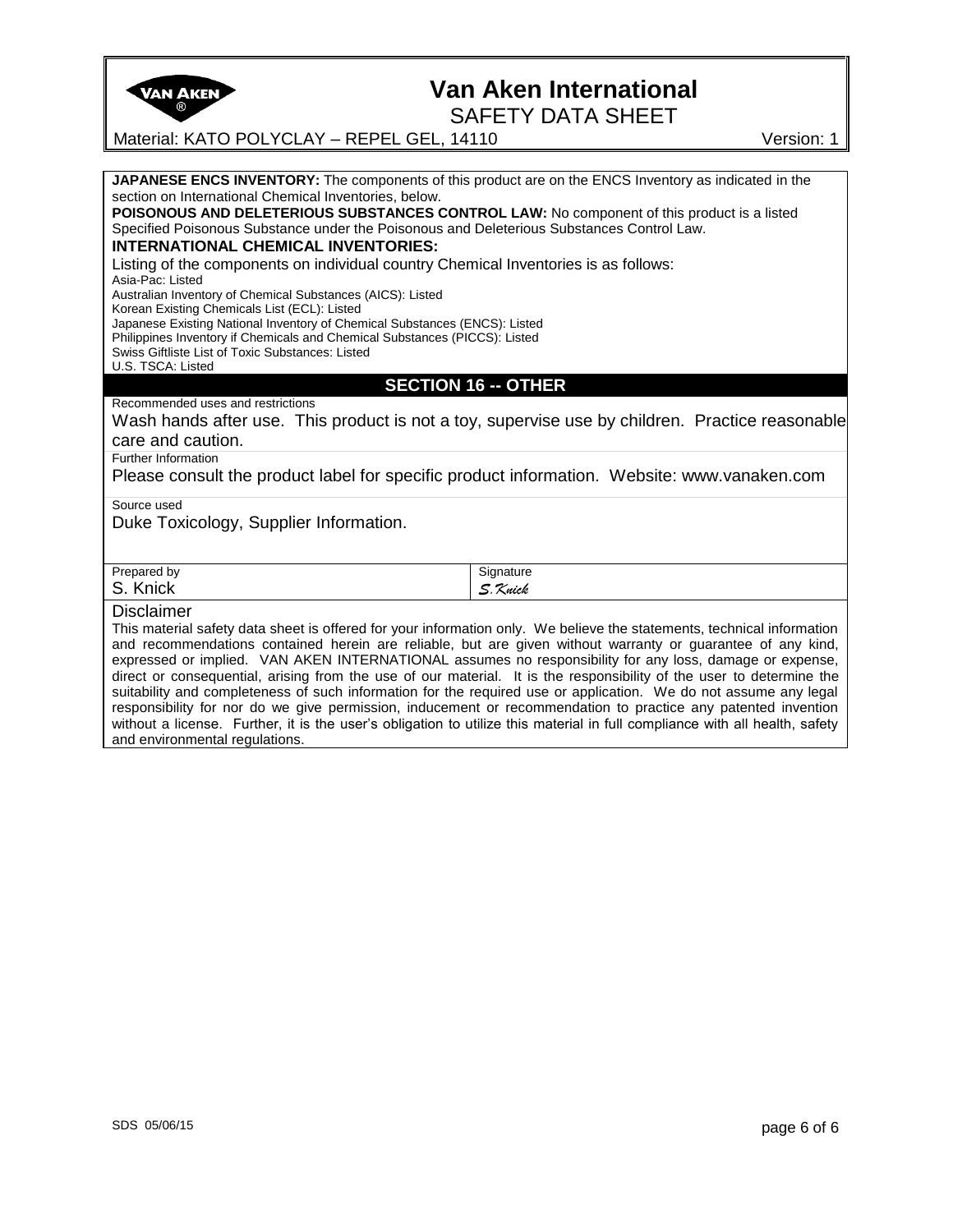**JAPANESE ENCS INVENTORY:** The components of this product are on the ENCS Inventory as indicated in the section on International Chemical Inventories, below.

**POISONOUS AND DELETERIOUS SUBSTANCES CONTROL LAW:** No component of this product is a listed Specified Poisonous Substance under the Poisonous and Deleterious Substances Control Law.

**INTERNATIONAL CHEMICAL INVENTORIES:**

Listing of the components on individual country Chemical Inventories is as follows:

Asia-Pac: Listed
Australian Inventory of Chemical Substances (AICS): Listed
Korean Existing Chemicals List (ECL): Listed
Japanese Existing National Inventory of Chemical Substances (ENCS): Listed
Philippines Inventory if Chemicals and Chemical Substances (PICCS): Listed
Swiss Giftliste List of Toxic Substances: Listed
U.S. TSCA: Listed

## SECTION 16 -- OTHER

Recommended uses and restrictions

Wash hands after use. This product is not a toy, supervise use by children. Practice reasonable care and caution.

Further Information

Please consult the product label for specific product information. Website: www.vanaken.com

Source used

Duke Toxicology, Supplier Information.

| Prepared by | Signature |
|---|---|
| S. Knick | *S. Knick* |

Disclaimer

This material safety data sheet is offered for your information only. We believe the statements, technical information and recommendations contained herein are reliable, but are given without warranty or guarantee of any kind, expressed or implied. VAN AKEN INTERNATIONAL assumes no responsibility for any loss, damage or expense, direct or consequential, arising from the use of our material. It is the responsibility of the user to determine the suitability and completeness of such information for the required use or application. We do not assume any legal responsibility for nor do we give permission, inducement or recommendation to practice any patented invention without a license. Further, it is the user's obligation to utilize this material in full compliance with all health, safety and environmental regulations.